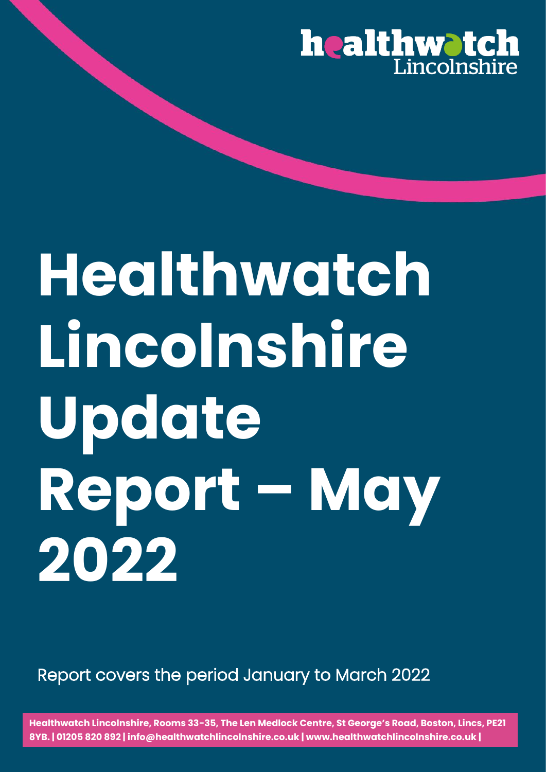healthwatch Lincolnshire

# Healthwatch Lincolnshire Update Report – May 2022

Report covers the period January to March 2022

**Healthwatch Lincolnshire, Rooms 33-35, The Len Medlock Centre, St George's Road, Boston, Lincs, PE21 8YB. | 01205 820 892 | info@healthwatchlincolnshire.co.uk | www.healthwatchlincolnshire.co.uk |**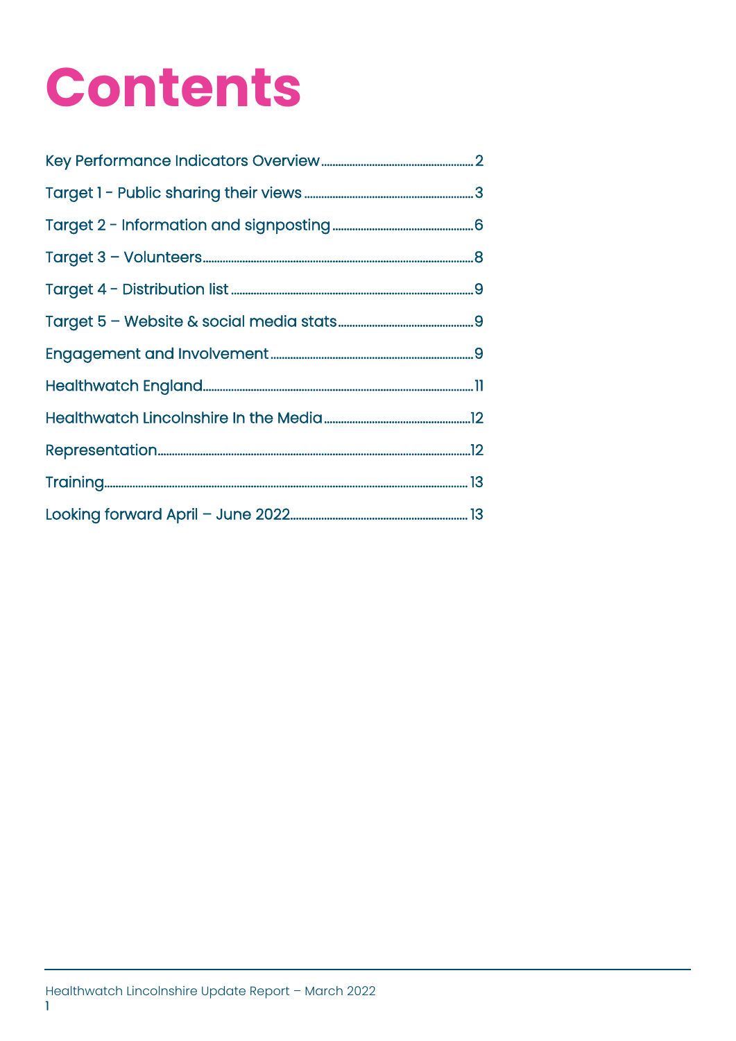# Contents

Key Performance Indicators Overview .......... 2

Target 1 - Public sharing their views .......... 3

Target 2 - Information and signposting .......... 6

Target 3 – Volunteers .......... 8

Target 4 - Distribution list .......... 9

Target 5 – Website & social media stats .......... 9

Engagement and Involvement .......... 9

Healthwatch England .......... 11

Healthwatch Lincolnshire In the Media .......... 12

Representation .......... 12

Training .......... 13

Looking forward April – June 2022 .......... 13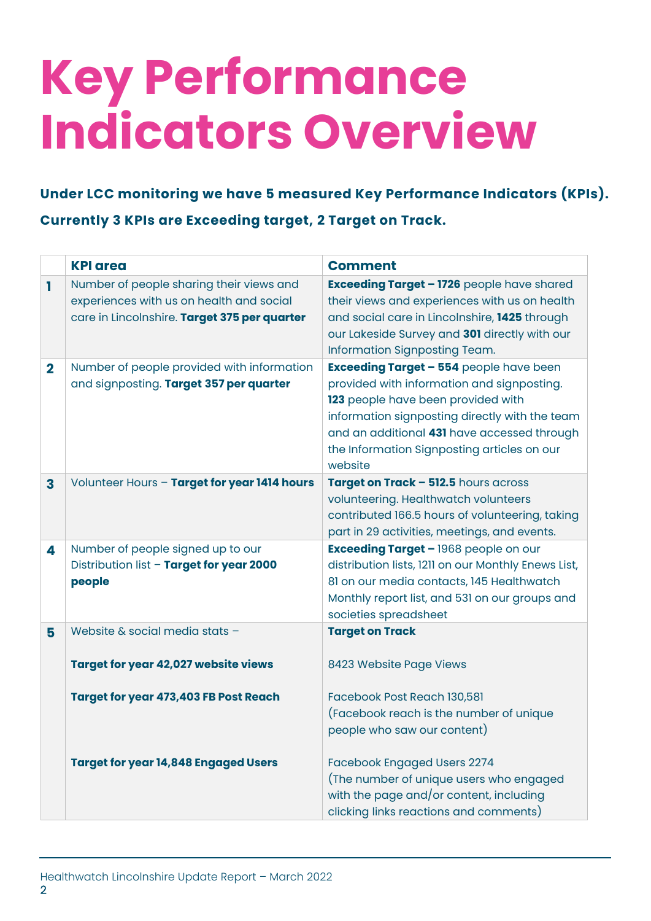# Key Performance Indicators Overview

**Under LCC monitoring we have 5 measured Key Performance Indicators (KPIs).**

**Currently 3 KPIs are Exceeding target, 2 Target on Track.**

| | KPI area | Comment |
|---|---|---|
| **1** | Number of people sharing their views and experiences with us on health and social care in Lincolnshire. **Target 375 per quarter** | **Exceeding Target – 1726** people have shared their views and experiences with us on health and social care in Lincolnshire, **1425** through our Lakeside Survey and **301** directly with our Information Signposting Team. |
| **2** | Number of people provided with information and signposting. **Target 357 per quarter** | **Exceeding Target – 554** people have been provided with information and signposting. **123** people have been provided with information signposting directly with the team and an additional **431** have accessed through the Information Signposting articles on our website |
| **3** | Volunteer Hours – **Target for year 1414 hours** | **Target on Track – 512.5** hours across volunteering. Healthwatch volunteers contributed 166.5 hours of volunteering, taking part in 29 activities, meetings, and events. |
| **4** | Number of people signed up to our Distribution list – **Target for year 2000 people** | **Exceeding Target –** 1968 people on our distribution lists, 1211 on our Monthly Enews List, 81 on our media contacts, 145 Healthwatch Monthly report list, and 531 on our groups and societies spreadsheet |
| **5** | Website & social media stats –<br><br>**Target for year 42,027 website views**<br><br>**Target for year 473,403 FB Post Reach**<br><br>**Target for year 14,848 Engaged Users** | **Target on Track**<br><br>8423 Website Page Views<br><br>Facebook Post Reach 130,581 (Facebook reach is the number of unique people who saw our content)<br><br>Facebook Engaged Users 2274 (The number of unique users who engaged with the page and/or content, including clicking links reactions and comments) |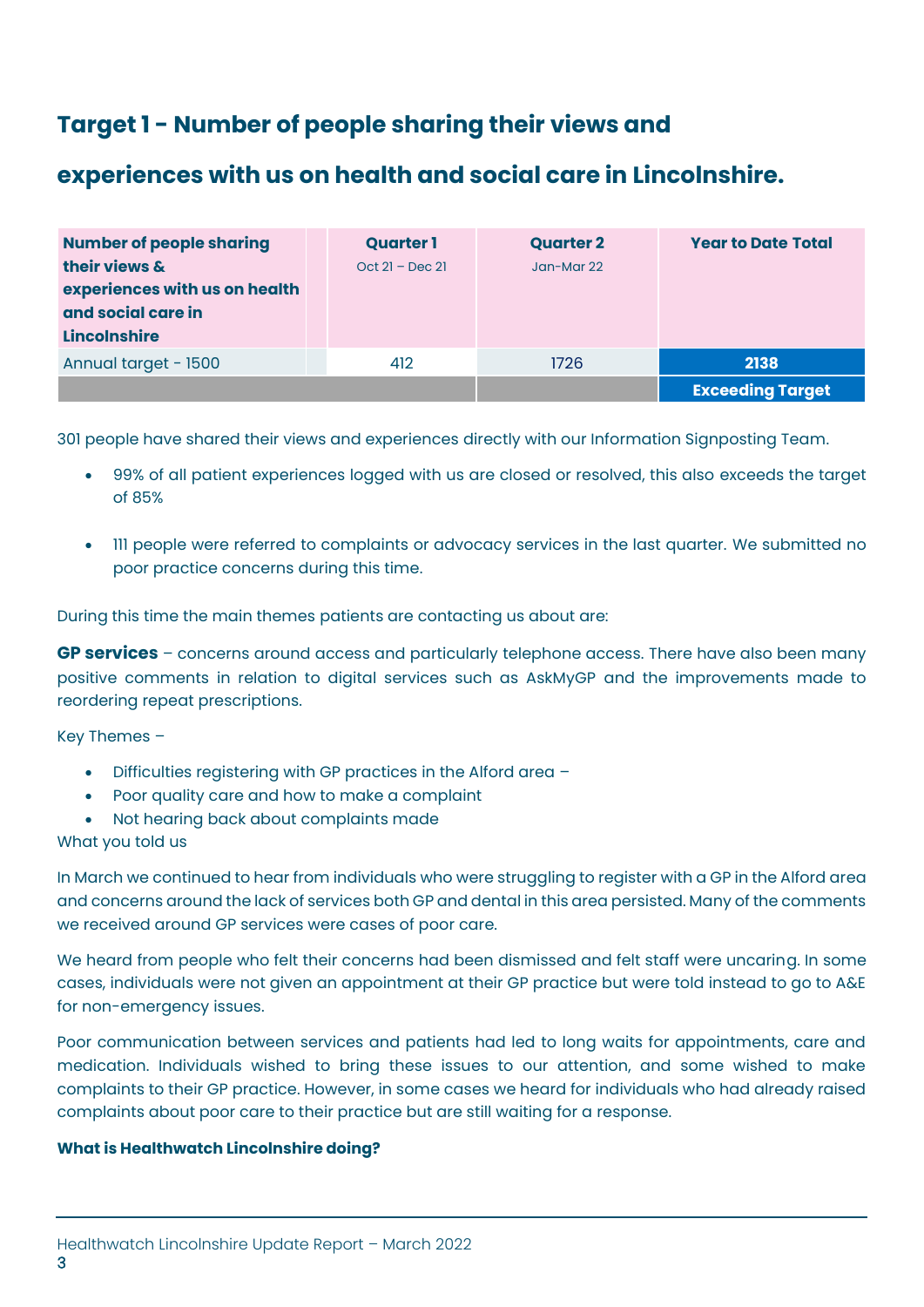## Target 1 - Number of people sharing their views and experiences with us on health and social care in Lincolnshire.

| Number of people sharing their views & experiences with us on health and social care in Lincolnshire | | Quarter 1 Oct 21 – Dec 21 | Quarter 2 Jan-Mar 22 | Year to Date Total |
|---|---|---|---|---|
| Annual target - 1500 | | 412 | 1726 | **2138** |
| | | | | **Exceeding Target** |

301 people have shared their views and experiences directly with our Information Signposting Team.

- 99% of all patient experiences logged with us are closed or resolved, this also exceeds the target of 85%
- 111 people were referred to complaints or advocacy services in the last quarter. We submitted no poor practice concerns during this time.

During this time the main themes patients are contacting us about are:

**GP services** – concerns around access and particularly telephone access. There have also been many positive comments in relation to digital services such as AskMyGP and the improvements made to reordering repeat prescriptions.

Key Themes –

- Difficulties registering with GP practices in the Alford area –
- Poor quality care and how to make a complaint
- Not hearing back about complaints made

What you told us

In March we continued to hear from individuals who were struggling to register with a GP in the Alford area and concerns around the lack of services both GP and dental in this area persisted. Many of the comments we received around GP services were cases of poor care.

We heard from people who felt their concerns had been dismissed and felt staff were uncaring. In some cases, individuals were not given an appointment at their GP practice but were told instead to go to A&E for non-emergency issues.

Poor communication between services and patients had led to long waits for appointments, care and medication. Individuals wished to bring these issues to our attention, and some wished to make complaints to their GP practice. However, in some cases we heard for individuals who had already raised complaints about poor care to their practice but are still waiting for a response.

**What is Healthwatch Lincolnshire doing?**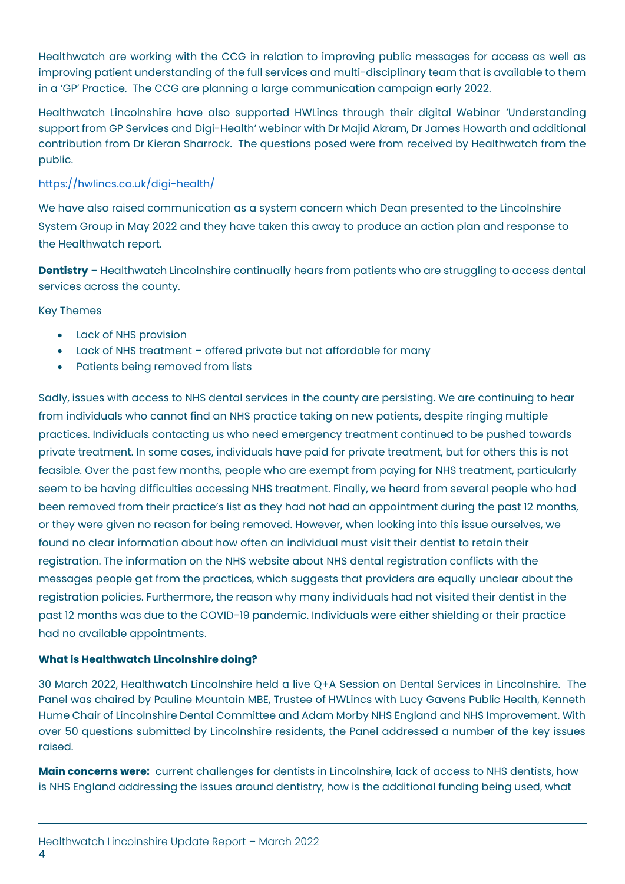Healthwatch are working with the CCG in relation to improving public messages for access as well as improving patient understanding of the full services and multi-disciplinary team that is available to them in a 'GP' Practice. The CCG are planning a large communication campaign early 2022.

Healthwatch Lincolnshire have also supported HWLincs through their digital Webinar 'Understanding support from GP Services and Digi-Health' webinar with Dr Majid Akram, Dr James Howarth and additional contribution from Dr Kieran Sharrock. The questions posed were from received by Healthwatch from the public.

https://hwlincs.co.uk/digi-health/

We have also raised communication as a system concern which Dean presented to the Lincolnshire System Group in May 2022 and they have taken this away to produce an action plan and response to the Healthwatch report.

**Dentistry** – Healthwatch Lincolnshire continually hears from patients who are struggling to access dental services across the county.

Key Themes

- Lack of NHS provision
- Lack of NHS treatment – offered private but not affordable for many
- Patients being removed from lists

Sadly, issues with access to NHS dental services in the county are persisting. We are continuing to hear from individuals who cannot find an NHS practice taking on new patients, despite ringing multiple practices. Individuals contacting us who need emergency treatment continued to be pushed towards private treatment. In some cases, individuals have paid for private treatment, but for others this is not feasible. Over the past few months, people who are exempt from paying for NHS treatment, particularly seem to be having difficulties accessing NHS treatment. Finally, we heard from several people who had been removed from their practice's list as they had not had an appointment during the past 12 months, or they were given no reason for being removed. However, when looking into this issue ourselves, we found no clear information about how often an individual must visit their dentist to retain their registration. The information on the NHS website about NHS dental registration conflicts with the messages people get from the practices, which suggests that providers are equally unclear about the registration policies. Furthermore, the reason why many individuals had not visited their dentist in the past 12 months was due to the COVID-19 pandemic. Individuals were either shielding or their practice had no available appointments.

**What is Healthwatch Lincolnshire doing?**

30 March 2022, Healthwatch Lincolnshire held a live Q+A Session on Dental Services in Lincolnshire. The Panel was chaired by Pauline Mountain MBE, Trustee of HWLincs with Lucy Gavens Public Health, Kenneth Hume Chair of Lincolnshire Dental Committee and Adam Morby NHS England and NHS Improvement. With over 50 questions submitted by Lincolnshire residents, the Panel addressed a number of the key issues raised.

**Main concerns were:** current challenges for dentists in Lincolnshire, lack of access to NHS dentists, how is NHS England addressing the issues around dentistry, how is the additional funding being used, what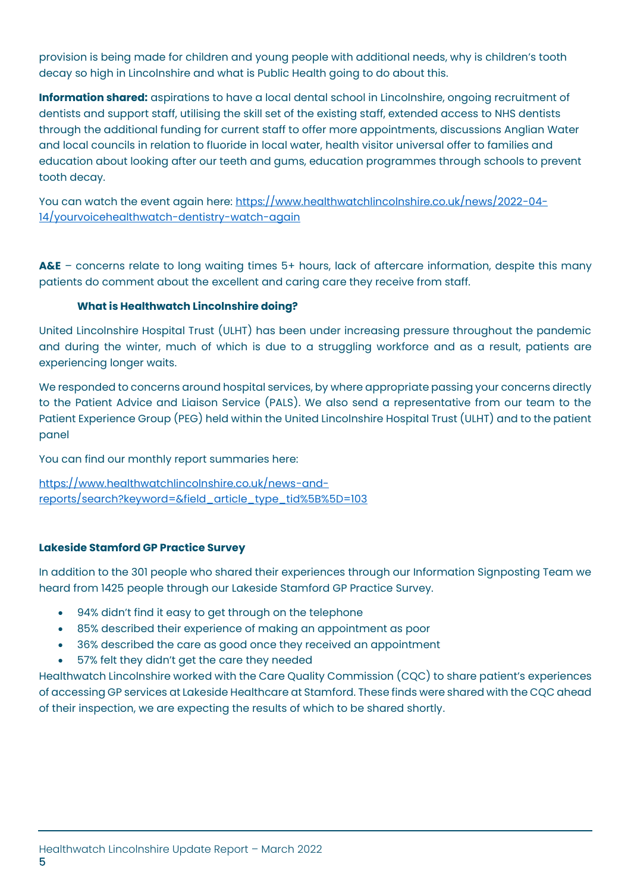provision is being made for children and young people with additional needs, why is children's tooth decay so high in Lincolnshire and what is Public Health going to do about this.

**Information shared:** aspirations to have a local dental school in Lincolnshire, ongoing recruitment of dentists and support staff, utilising the skill set of the existing staff, extended access to NHS dentists through the additional funding for current staff to offer more appointments, discussions Anglian Water and local councils in relation to fluoride in local water, health visitor universal offer to families and education about looking after our teeth and gums, education programmes through schools to prevent tooth decay.

You can watch the event again here: https://www.healthwatchlincolnshire.co.uk/news/2022-04-14/yourvoicehealthwatch-dentistry-watch-again

**A&E** – concerns relate to long waiting times 5+ hours, lack of aftercare information, despite this many patients do comment about the excellent and caring care they receive from staff.

**What is Healthwatch Lincolnshire doing?**

United Lincolnshire Hospital Trust (ULHT) has been under increasing pressure throughout the pandemic and during the winter, much of which is due to a struggling workforce and as a result, patients are experiencing longer waits.

We responded to concerns around hospital services, by where appropriate passing your concerns directly to the Patient Advice and Liaison Service (PALS). We also send a representative from our team to the Patient Experience Group (PEG) held within the United Lincolnshire Hospital Trust (ULHT) and to the patient panel

You can find our monthly report summaries here:

https://www.healthwatchlincolnshire.co.uk/news-and-reports/search?keyword=&field_article_type_tid%5B%5D=103

**Lakeside Stamford GP Practice Survey**

In addition to the 301 people who shared their experiences through our Information Signposting Team we heard from 1425 people through our Lakeside Stamford GP Practice Survey.

- 94% didn't find it easy to get through on the telephone
- 85% described their experience of making an appointment as poor
- 36% described the care as good once they received an appointment
- 57% felt they didn't get the care they needed

Healthwatch Lincolnshire worked with the Care Quality Commission (CQC) to share patient's experiences of accessing GP services at Lakeside Healthcare at Stamford. These finds were shared with the CQC ahead of their inspection, we are expecting the results of which to be shared shortly.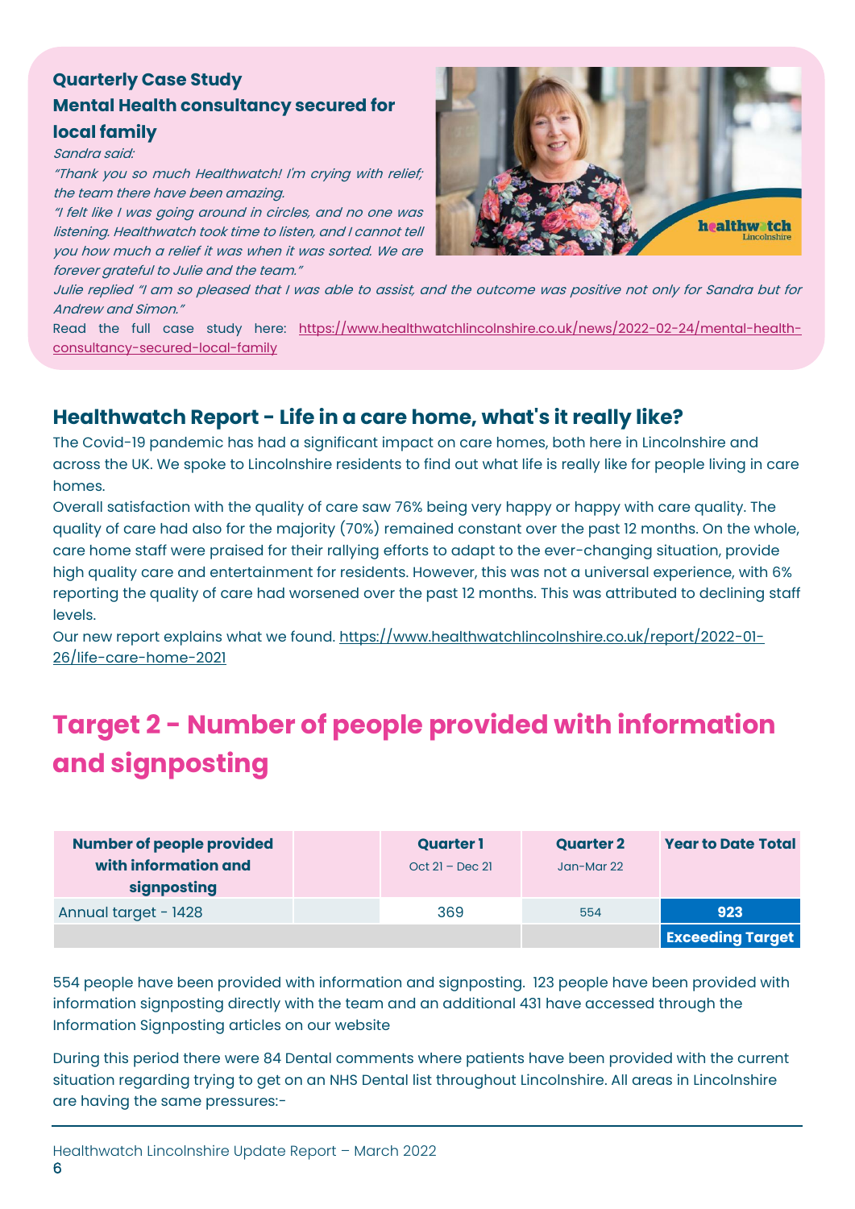### Quarterly Case Study

### Mental Health consultancy secured for local family

*Sandra said:*

*"Thank you so much Healthwatch! I'm crying with relief; the team there have been amazing.*

*"I felt like I was going around in circles, and no one was listening. Healthwatch took time to listen, and I cannot tell you how much a relief it was when it was sorted. We are forever grateful to Julie and the team."*

*Julie replied "I am so pleased that I was able to assist, and the outcome was positive not only for Sandra but for Andrew and Simon."*

Read the full case study here: https://www.healthwatchlincolnshire.co.uk/news/2022-02-24/mental-health-consultancy-secured-local-family

## Healthwatch Report - Life in a care home, what's it really like?

The Covid-19 pandemic has had a significant impact on care homes, both here in Lincolnshire and across the UK. We spoke to Lincolnshire residents to find out what life is really like for people living in care homes.

Overall satisfaction with the quality of care saw 76% being very happy or happy with care quality. The quality of care had also for the majority (70%) remained constant over the past 12 months. On the whole, care home staff were praised for their rallying efforts to adapt to the ever-changing situation, provide high quality care and entertainment for residents. However, this was not a universal experience, with 6% reporting the quality of care had worsened over the past 12 months. This was attributed to declining staff levels.

Our new report explains what we found. https://www.healthwatchlincolnshire.co.uk/report/2022-01-26/life-care-home-2021

# Target 2 - Number of people provided with information and signposting

| Number of people provided with information and signposting | | Quarter 1 Oct 21 – Dec 21 | Quarter 2 Jan-Mar 22 | Year to Date Total |
|---|---|---|---|---|
| Annual target - 1428 | | 369 | 554 | **923** |
| | | | | **Exceeding Target** |

554 people have been provided with information and signposting. 123 people have been provided with information signposting directly with the team and an additional 431 have accessed through the Information Signposting articles on our website

During this period there were 84 Dental comments where patients have been provided with the current situation regarding trying to get on an NHS Dental list throughout Lincolnshire. All areas in Lincolnshire are having the same pressures:-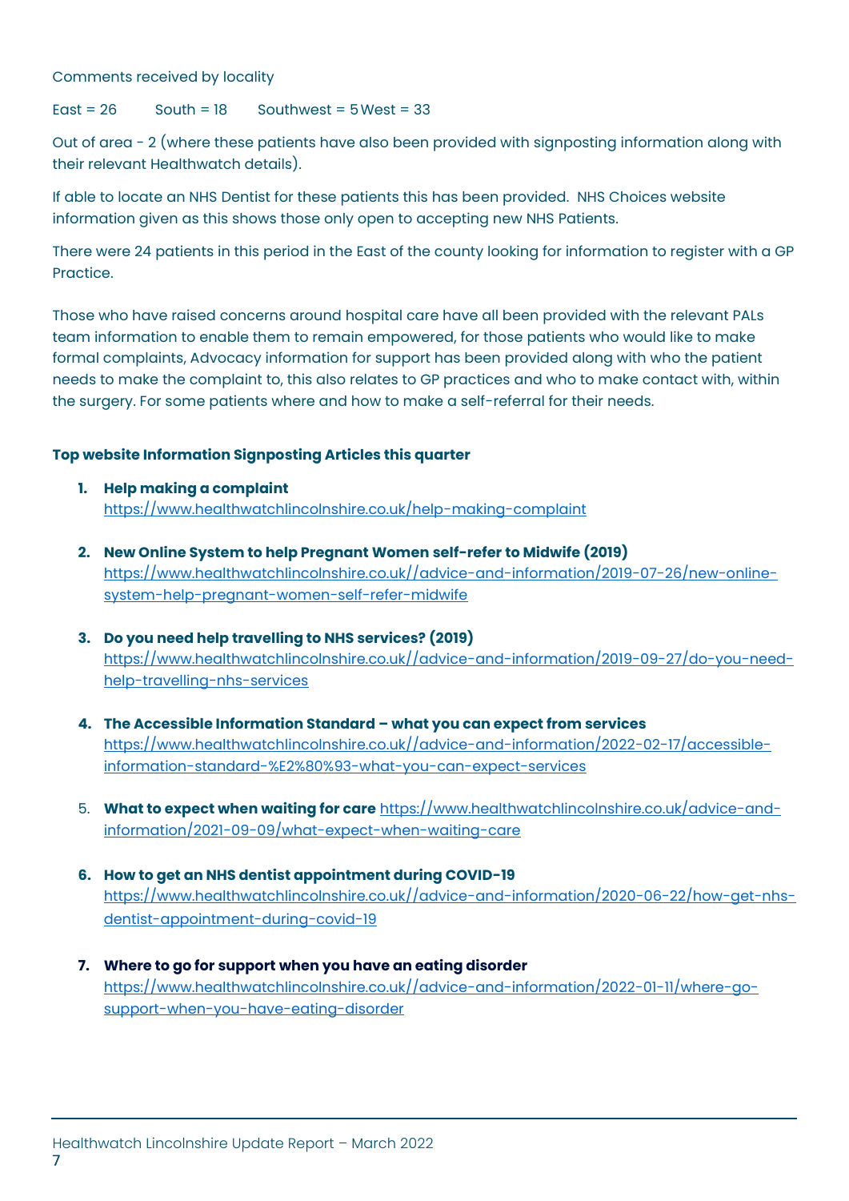Comments received by locality

East = 26 South = 18 Southwest = 5 West = 33

Out of area - 2 (where these patients have also been provided with signposting information along with their relevant Healthwatch details).

If able to locate an NHS Dentist for these patients this has been provided. NHS Choices website information given as this shows those only open to accepting new NHS Patients.

There were 24 patients in this period in the East of the county looking for information to register with a GP Practice.

Those who have raised concerns around hospital care have all been provided with the relevant PALs team information to enable them to remain empowered, for those patients who would like to make formal complaints, Advocacy information for support has been provided along with who the patient needs to make the complaint to, this also relates to GP practices and who to make contact with, within the surgery. For some patients where and how to make a self-referral for their needs.

**Top website Information Signposting Articles this quarter**

1. **Help making a complaint**
   https://www.healthwatchlincolnshire.co.uk/help-making-complaint

2. **New Online System to help Pregnant Women self-refer to Midwife (2019)**
   https://www.healthwatchlincolnshire.co.uk//advice-and-information/2019-07-26/new-online-system-help-pregnant-women-self-refer-midwife

3. **Do you need help travelling to NHS services? (2019)**
   https://www.healthwatchlincolnshire.co.uk//advice-and-information/2019-09-27/do-you-need-help-travelling-nhs-services

4. **The Accessible Information Standard – what you can expect from services**
   https://www.healthwatchlincolnshire.co.uk//advice-and-information/2022-02-17/accessible-information-standard-%E2%80%93-what-you-can-expect-services

5. **What to expect when waiting for care** https://www.healthwatchlincolnshire.co.uk/advice-and-information/2021-09-09/what-expect-when-waiting-care

6. **How to get an NHS dentist appointment during COVID-19**
   https://www.healthwatchlincolnshire.co.uk//advice-and-information/2020-06-22/how-get-nhs-dentist-appointment-during-covid-19

7. **Where to go for support when you have an eating disorder**
   https://www.healthwatchlincolnshire.co.uk//advice-and-information/2022-01-11/where-go-support-when-you-have-eating-disorder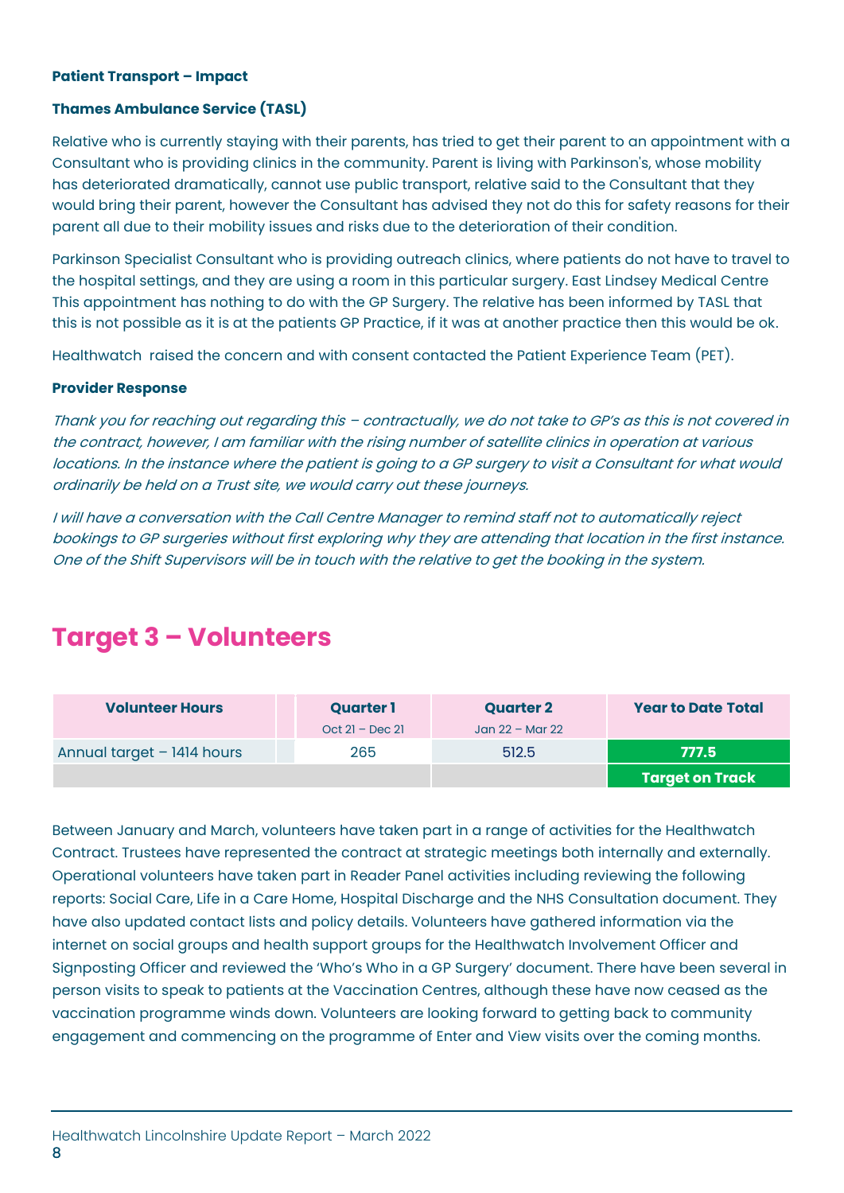**Patient Transport – Impact**

**Thames Ambulance Service (TASL)**

Relative who is currently staying with their parents, has tried to get their parent to an appointment with a Consultant who is providing clinics in the community. Parent is living with Parkinson's, whose mobility has deteriorated dramatically, cannot use public transport, relative said to the Consultant that they would bring their parent, however the Consultant has advised they not do this for safety reasons for their parent all due to their mobility issues and risks due to the deterioration of their condition.

Parkinson Specialist Consultant who is providing outreach clinics, where patients do not have to travel to the hospital settings, and they are using a room in this particular surgery. East Lindsey Medical Centre This appointment has nothing to do with the GP Surgery. The relative has been informed by TASL that this is not possible as it is at the patients GP Practice, if it was at another practice then this would be ok.

Healthwatch raised the concern and with consent contacted the Patient Experience Team (PET).

**Provider Response**

*Thank you for reaching out regarding this – contractually, we do not take to GP's as this is not covered in the contract, however, I am familiar with the rising number of satellite clinics in operation at various locations. In the instance where the patient is going to a GP surgery to visit a Consultant for what would ordinarily be held on a Trust site, we would carry out these journeys.*

*I will have a conversation with the Call Centre Manager to remind staff not to automatically reject bookings to GP surgeries without first exploring why they are attending that location in the first instance. One of the Shift Supervisors will be in touch with the relative to get the booking in the system.*

## Target 3 – Volunteers

| Volunteer Hours | Quarter 1 Oct 21 – Dec 21 | Quarter 2 Jan 22 – Mar 22 | Year to Date Total |
|---|---|---|---|
| Annual target – 1414 hours | 265 | 512.5 | 777.5 |
| | | | Target on Track |

Between January and March, volunteers have taken part in a range of activities for the Healthwatch Contract. Trustees have represented the contract at strategic meetings both internally and externally. Operational volunteers have taken part in Reader Panel activities including reviewing the following reports: Social Care, Life in a Care Home, Hospital Discharge and the NHS Consultation document. They have also updated contact lists and policy details. Volunteers have gathered information via the internet on social groups and health support groups for the Healthwatch Involvement Officer and Signposting Officer and reviewed the 'Who's Who in a GP Surgery' document. There have been several in person visits to speak to patients at the Vaccination Centres, although these have now ceased as the vaccination programme winds down. Volunteers are looking forward to getting back to community engagement and commencing on the programme of Enter and View visits over the coming months.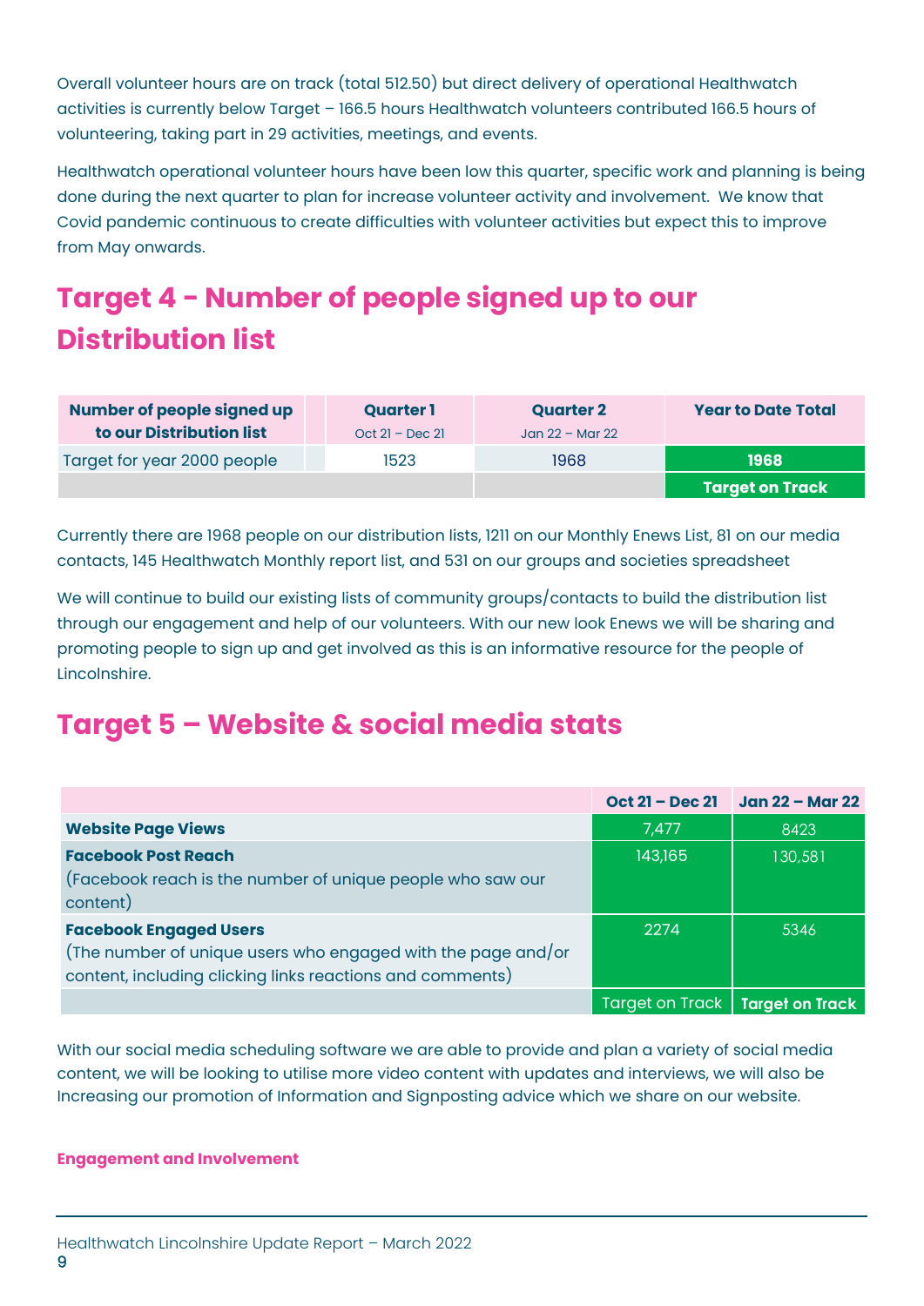Overall volunteer hours are on track (total 512.50) but direct delivery of operational Healthwatch activities is currently below Target – 166.5 hours Healthwatch volunteers contributed 166.5 hours of volunteering, taking part in 29 activities, meetings, and events.

Healthwatch operational volunteer hours have been low this quarter, specific work and planning is being done during the next quarter to plan for increase volunteer activity and involvement. We know that Covid pandemic continuous to create difficulties with volunteer activities but expect this to improve from May onwards.

## Target 4 - Number of people signed up to our Distribution list

| Number of people signed up to our Distribution list | Quarter 1 Oct 21 – Dec 21 | Quarter 2 Jan 22 – Mar 22 | Year to Date Total |
|---|---|---|---|
| Target for year 2000 people | 1523 | 1968 | **1968** |
| | | | **Target on Track** |

Currently there are 1968 people on our distribution lists, 1211 on our Monthly Enews List, 81 on our media contacts, 145 Healthwatch Monthly report list, and 531 on our groups and societies spreadsheet

We will continue to build our existing lists of community groups/contacts to build the distribution list through our engagement and help of our volunteers. With our new look Enews we will be sharing and promoting people to sign up and get involved as this is an informative resource for the people of Lincolnshire.

## Target 5 – Website & social media stats

| | Oct 21 – Dec 21 | Jan 22 – Mar 22 |
|---|---|---|
| **Website Page Views** | 7,477 | 8423 |
| **Facebook Post Reach** (Facebook reach is the number of unique people who saw our content) | 143,165 | 130,581 |
| **Facebook Engaged Users** (The number of unique users who engaged with the page and/or content, including clicking links reactions and comments) | 2274 | 5346 |
| | Target on Track | **Target on Track** |

With our social media scheduling software we are able to provide and plan a variety of social media content, we will be looking to utilise more video content with updates and interviews, we will also be Increasing our promotion of Information and Signposting advice which we share on our website.

**Engagement and Involvement**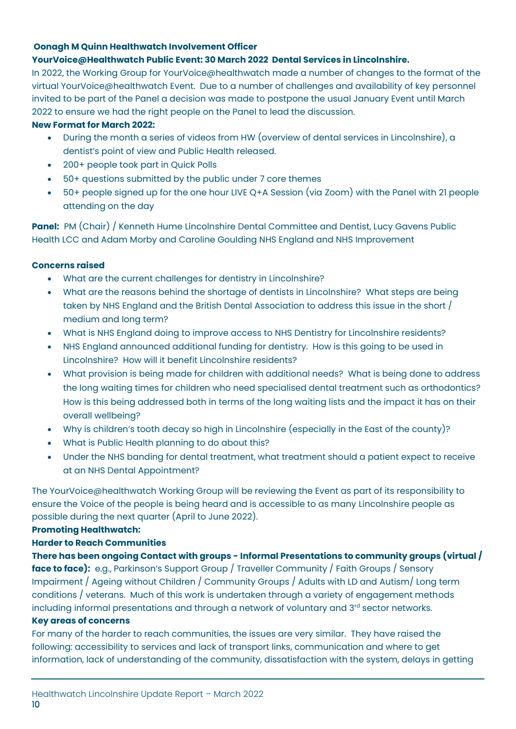**Oonagh M Quinn Healthwatch Involvement Officer**

**YourVoice@Healthwatch Public Event: 30 March 2022 Dental Services in Lincolnshire.**

In 2022, the Working Group for YourVoice@healthwatch made a number of changes to the format of the virtual YourVoice@healthwatch Event. Due to a number of challenges and availability of key personnel invited to be part of the Panel a decision was made to postpone the usual January Event until March 2022 to ensure we had the right people on the Panel to lead the discussion.

**New Format for March 2022:**

- During the month a series of videos from HW (overview of dental services in Lincolnshire), a dentist's point of view and Public Health released.
- 200+ people took part in Quick Polls
- 50+ questions submitted by the public under 7 core themes
- 50+ people signed up for the one hour LIVE Q+A Session (via Zoom) with the Panel with 21 people attending on the day

**Panel:** PM (Chair) / Kenneth Hume Lincolnshire Dental Committee and Dentist, Lucy Gavens Public Health LCC and Adam Morby and Caroline Goulding NHS England and NHS Improvement

**Concerns raised**

- What are the current challenges for dentistry in Lincolnshire?
- What are the reasons behind the shortage of dentists in Lincolnshire? What steps are being taken by NHS England and the British Dental Association to address this issue in the short / medium and long term?
- What is NHS England doing to improve access to NHS Dentistry for Lincolnshire residents?
- NHS England announced additional funding for dentistry. How is this going to be used in Lincolnshire? How will it benefit Lincolnshire residents?
- What provision is being made for children with additional needs? What is being done to address the long waiting times for children who need specialised dental treatment such as orthodontics? How is this being addressed both in terms of the long waiting lists and the impact it has on their overall wellbeing?
- Why is children's tooth decay so high in Lincolnshire (especially in the East of the county)?
- What is Public Health planning to do about this?
- Under the NHS banding for dental treatment, what treatment should a patient expect to receive at an NHS Dental Appointment?

The YourVoice@healthwatch Working Group will be reviewing the Event as part of its responsibility to ensure the Voice of the people is being heard and is accessible to as many Lincolnshire people as possible during the next quarter (April to June 2022).

**Promoting Healthwatch:**

**Harder to Reach Communities**

**There has been ongoing Contact with groups - Informal Presentations to community groups (virtual / face to face):** e.g., Parkinson's Support Group / Traveller Community / Faith Groups / Sensory Impairment / Ageing without Children / Community Groups / Adults with LD and Autism/ Long term conditions / veterans. Much of this work is undertaken through a variety of engagement methods including informal presentations and through a network of voluntary and 3rd sector networks.

**Key areas of concerns**

For many of the harder to reach communities, the issues are very similar. They have raised the following: accessibility to services and lack of transport links, communication and where to get information, lack of understanding of the community, dissatisfaction with the system, delays in getting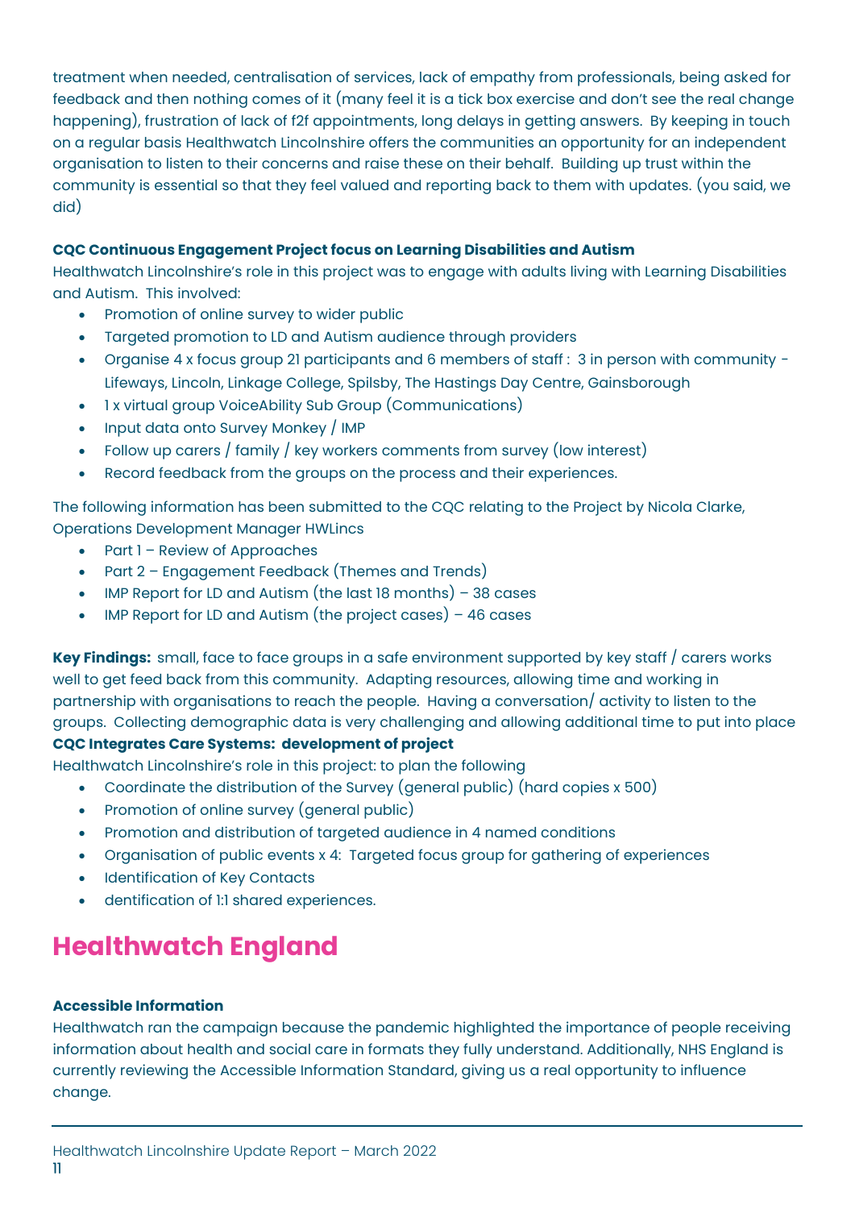treatment when needed, centralisation of services, lack of empathy from professionals, being asked for feedback and then nothing comes of it (many feel it is a tick box exercise and don't see the real change happening), frustration of lack of f2f appointments, long delays in getting answers. By keeping in touch on a regular basis Healthwatch Lincolnshire offers the communities an opportunity for an independent organisation to listen to their concerns and raise these on their behalf. Building up trust within the community is essential so that they feel valued and reporting back to them with updates. (you said, we did)

**CQC Continuous Engagement Project focus on Learning Disabilities and Autism**

Healthwatch Lincolnshire's role in this project was to engage with adults living with Learning Disabilities and Autism. This involved:

- Promotion of online survey to wider public
- Targeted promotion to LD and Autism audience through providers
- Organise 4 x focus group 21 participants and 6 members of staff : 3 in person with community - Lifeways, Lincoln, Linkage College, Spilsby, The Hastings Day Centre, Gainsborough
- 1 x virtual group VoiceAbility Sub Group (Communications)
- Input data onto Survey Monkey / IMP
- Follow up carers / family / key workers comments from survey (low interest)
- Record feedback from the groups on the process and their experiences.

The following information has been submitted to the CQC relating to the Project by Nicola Clarke, Operations Development Manager HWLincs

- Part 1 – Review of Approaches
- Part 2 – Engagement Feedback (Themes and Trends)
- IMP Report for LD and Autism (the last 18 months) – 38 cases
- IMP Report for LD and Autism (the project cases) – 46 cases

**Key Findings:** small, face to face groups in a safe environment supported by key staff / carers works well to get feed back from this community. Adapting resources, allowing time and working in partnership with organisations to reach the people. Having a conversation/ activity to listen to the groups. Collecting demographic data is very challenging and allowing additional time to put into place

**CQC Integrates Care Systems: development of project**

Healthwatch Lincolnshire's role in this project: to plan the following

- Coordinate the distribution of the Survey (general public) (hard copies x 500)
- Promotion of online survey (general public)
- Promotion and distribution of targeted audience in 4 named conditions
- Organisation of public events x 4: Targeted focus group for gathering of experiences
- Identification of Key Contacts
- dentification of 1:1 shared experiences.

# Healthwatch England

**Accessible Information**

Healthwatch ran the campaign because the pandemic highlighted the importance of people receiving information about health and social care in formats they fully understand. Additionally, NHS England is currently reviewing the Accessible Information Standard, giving us a real opportunity to influence change.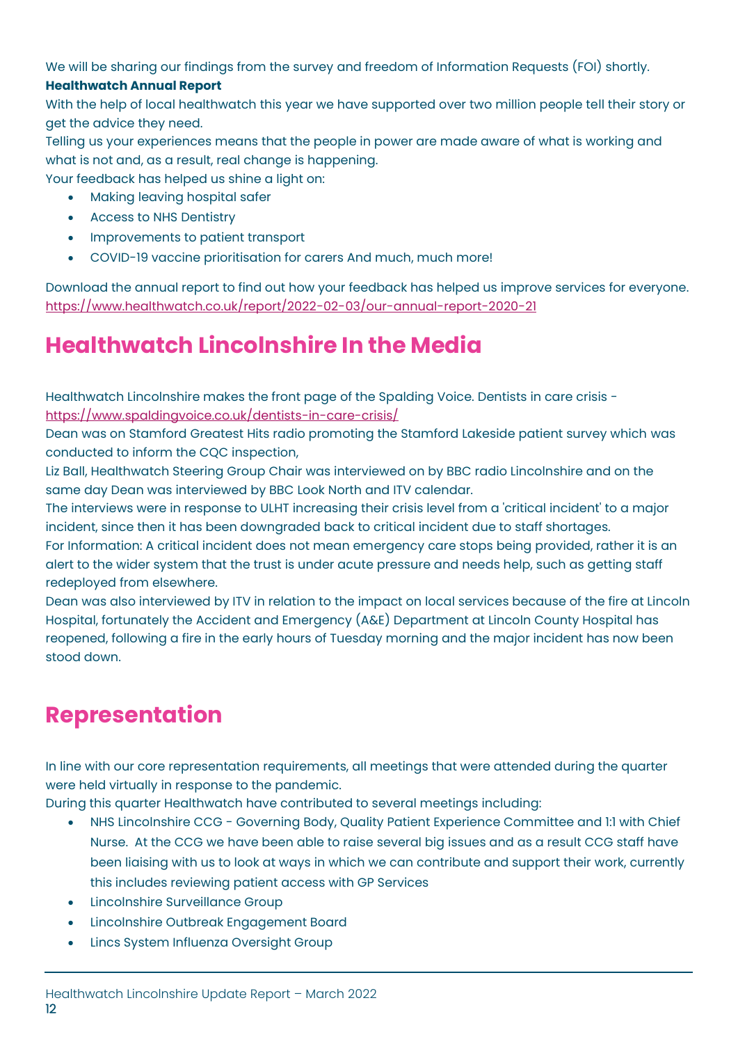We will be sharing our findings from the survey and freedom of Information Requests (FOI) shortly.

**Healthwatch Annual Report**

With the help of local healthwatch this year we have supported over two million people tell their story or get the advice they need.

Telling us your experiences means that the people in power are made aware of what is working and what is not and, as a result, real change is happening.

Your feedback has helped us shine a light on:

- Making leaving hospital safer
- Access to NHS Dentistry
- Improvements to patient transport
- COVID-19 vaccine prioritisation for carers And much, much more!

Download the annual report to find out how your feedback has helped us improve services for everyone.
https://www.healthwatch.co.uk/report/2022-02-03/our-annual-report-2020-21

## Healthwatch Lincolnshire In the Media

Healthwatch Lincolnshire makes the front page of the Spalding Voice. Dentists in care crisis - https://www.spaldingvoice.co.uk/dentists-in-care-crisis/

Dean was on Stamford Greatest Hits radio promoting the Stamford Lakeside patient survey which was conducted to inform the CQC inspection,

Liz Ball, Healthwatch Steering Group Chair was interviewed on by BBC radio Lincolnshire and on the same day Dean was interviewed by BBC Look North and ITV calendar.

The interviews were in response to ULHT increasing their crisis level from a 'critical incident' to a major incident, since then it has been downgraded back to critical incident due to staff shortages.

For Information: A critical incident does not mean emergency care stops being provided, rather it is an alert to the wider system that the trust is under acute pressure and needs help, such as getting staff redeployed from elsewhere.

Dean was also interviewed by ITV in relation to the impact on local services because of the fire at Lincoln Hospital, fortunately the Accident and Emergency (A&E) Department at Lincoln County Hospital has reopened, following a fire in the early hours of Tuesday morning and the major incident has now been stood down.

## Representation

In line with our core representation requirements, all meetings that were attended during the quarter were held virtually in response to the pandemic.

During this quarter Healthwatch have contributed to several meetings including:

- NHS Lincolnshire CCG - Governing Body, Quality Patient Experience Committee and 1:1 with Chief Nurse. At the CCG we have been able to raise several big issues and as a result CCG staff have been liaising with us to look at ways in which we can contribute and support their work, currently this includes reviewing patient access with GP Services
- Lincolnshire Surveillance Group
- Lincolnshire Outbreak Engagement Board
- Lincs System Influenza Oversight Group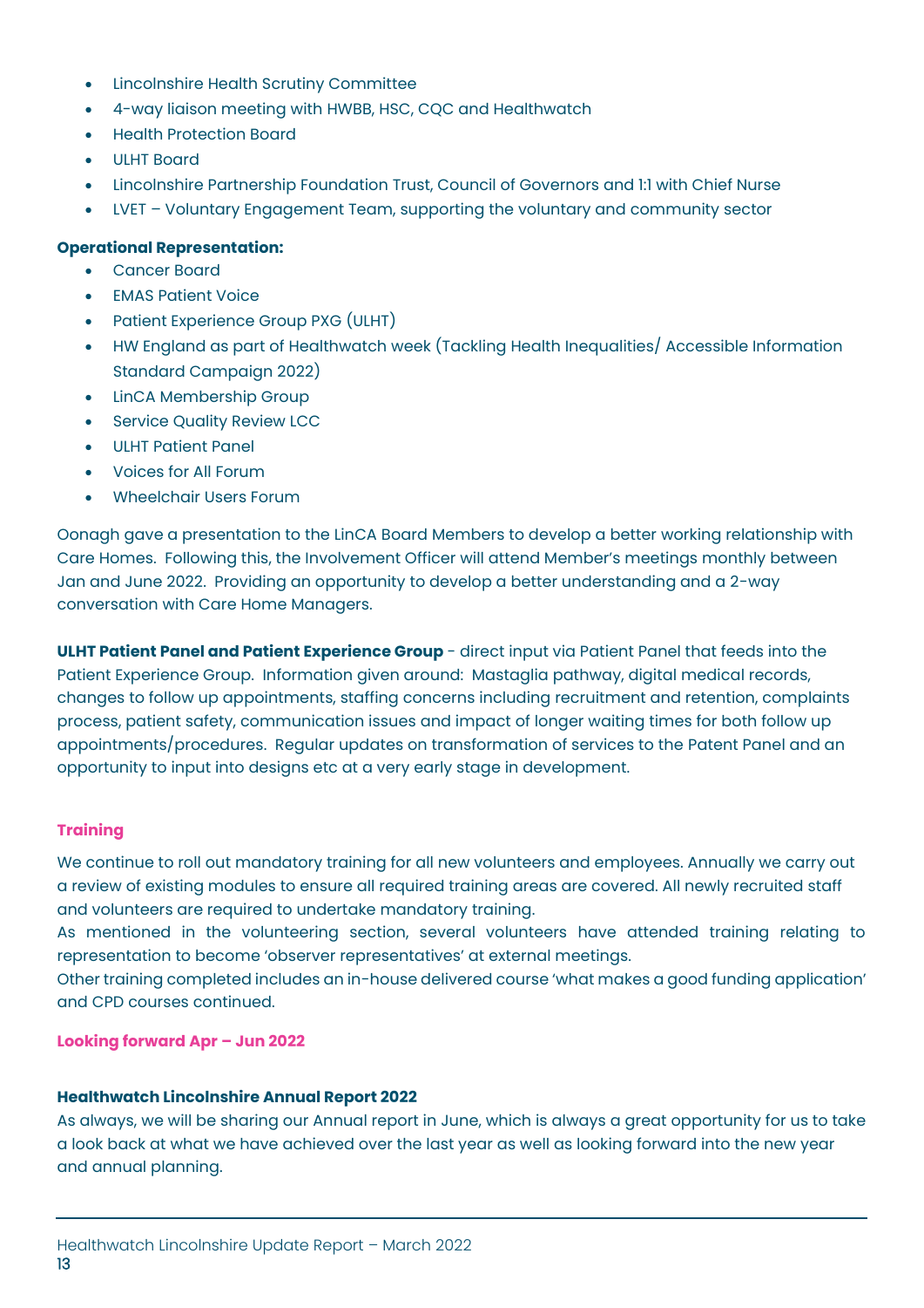- Lincolnshire Health Scrutiny Committee
- 4-way liaison meeting with HWBB, HSC, CQC and Healthwatch
- Health Protection Board
- ULHT Board
- Lincolnshire Partnership Foundation Trust, Council of Governors and 1:1 with Chief Nurse
- LVET – Voluntary Engagement Team, supporting the voluntary and community sector

**Operational Representation:**

- Cancer Board
- EMAS Patient Voice
- Patient Experience Group PXG (ULHT)
- HW England as part of Healthwatch week (Tackling Health Inequalities/ Accessible Information Standard Campaign 2022)
- LinCA Membership Group
- Service Quality Review LCC
- ULHT Patient Panel
- Voices for All Forum
- Wheelchair Users Forum

Oonagh gave a presentation to the LinCA Board Members to develop a better working relationship with Care Homes. Following this, the Involvement Officer will attend Member's meetings monthly between Jan and June 2022. Providing an opportunity to develop a better understanding and a 2-way conversation with Care Home Managers.

**ULHT Patient Panel and Patient Experience Group** - direct input via Patient Panel that feeds into the Patient Experience Group. Information given around: Mastaglia pathway, digital medical records, changes to follow up appointments, staffing concerns including recruitment and retention, complaints process, patient safety, communication issues and impact of longer waiting times for both follow up appointments/procedures. Regular updates on transformation of services to the Patent Panel and an opportunity to input into designs etc at a very early stage in development.

## Training

We continue to roll out mandatory training for all new volunteers and employees. Annually we carry out a review of existing modules to ensure all required training areas are covered. All newly recruited staff and volunteers are required to undertake mandatory training.

As mentioned in the volunteering section, several volunteers have attended training relating to representation to become 'observer representatives' at external meetings.

Other training completed includes an in-house delivered course 'what makes a good funding application' and CPD courses continued.

## Looking forward Apr – Jun 2022

### Healthwatch Lincolnshire Annual Report 2022

As always, we will be sharing our Annual report in June, which is always a great opportunity for us to take a look back at what we have achieved over the last year as well as looking forward into the new year and annual planning.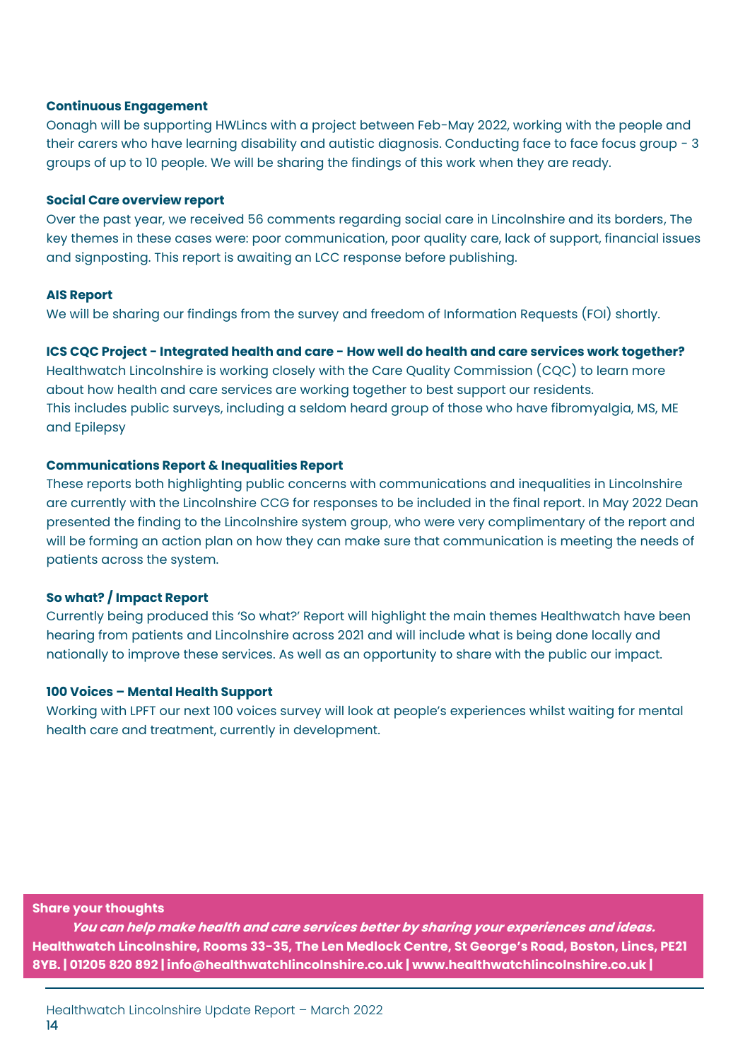**Continuous Engagement**

Oonagh will be supporting HWLincs with a project between Feb-May 2022, working with the people and their carers who have learning disability and autistic diagnosis. Conducting face to face focus group - 3 groups of up to 10 people. We will be sharing the findings of this work when they are ready.

**Social Care overview report**

Over the past year, we received 56 comments regarding social care in Lincolnshire and its borders, The key themes in these cases were: poor communication, poor quality care, lack of support, financial issues and signposting. This report is awaiting an LCC response before publishing.

**AIS Report**

We will be sharing our findings from the survey and freedom of Information Requests (FOI) shortly.

**ICS CQC Project - Integrated health and care - How well do health and care services work together?**

Healthwatch Lincolnshire is working closely with the Care Quality Commission (CQC) to learn more about how health and care services are working together to best support our residents.
This includes public surveys, including a seldom heard group of those who have fibromyalgia, MS, ME and Epilepsy

**Communications Report & Inequalities Report**

These reports both highlighting public concerns with communications and inequalities in Lincolnshire are currently with the Lincolnshire CCG for responses to be included in the final report. In May 2022 Dean presented the finding to the Lincolnshire system group, who were very complimentary of the report and will be forming an action plan on how they can make sure that communication is meeting the needs of patients across the system.

**So what? / Impact Report**

Currently being produced this 'So what?' Report will highlight the main themes Healthwatch have been hearing from patients and Lincolnshire across 2021 and will include what is being done locally and nationally to improve these services. As well as an opportunity to share with the public our impact.

**100 Voices – Mental Health Support**

Working with LPFT our next 100 voices survey will look at people's experiences whilst waiting for mental health care and treatment, currently in development.

**Share your thoughts**

***You can help make health and care services better by sharing your experiences and ideas.***

**Healthwatch Lincolnshire, Rooms 33-35, The Len Medlock Centre, St George's Road, Boston, Lincs, PE21 8YB. | 01205 820 892 | info@healthwatchlincolnshire.co.uk | www.healthwatchlincolnshire.co.uk |**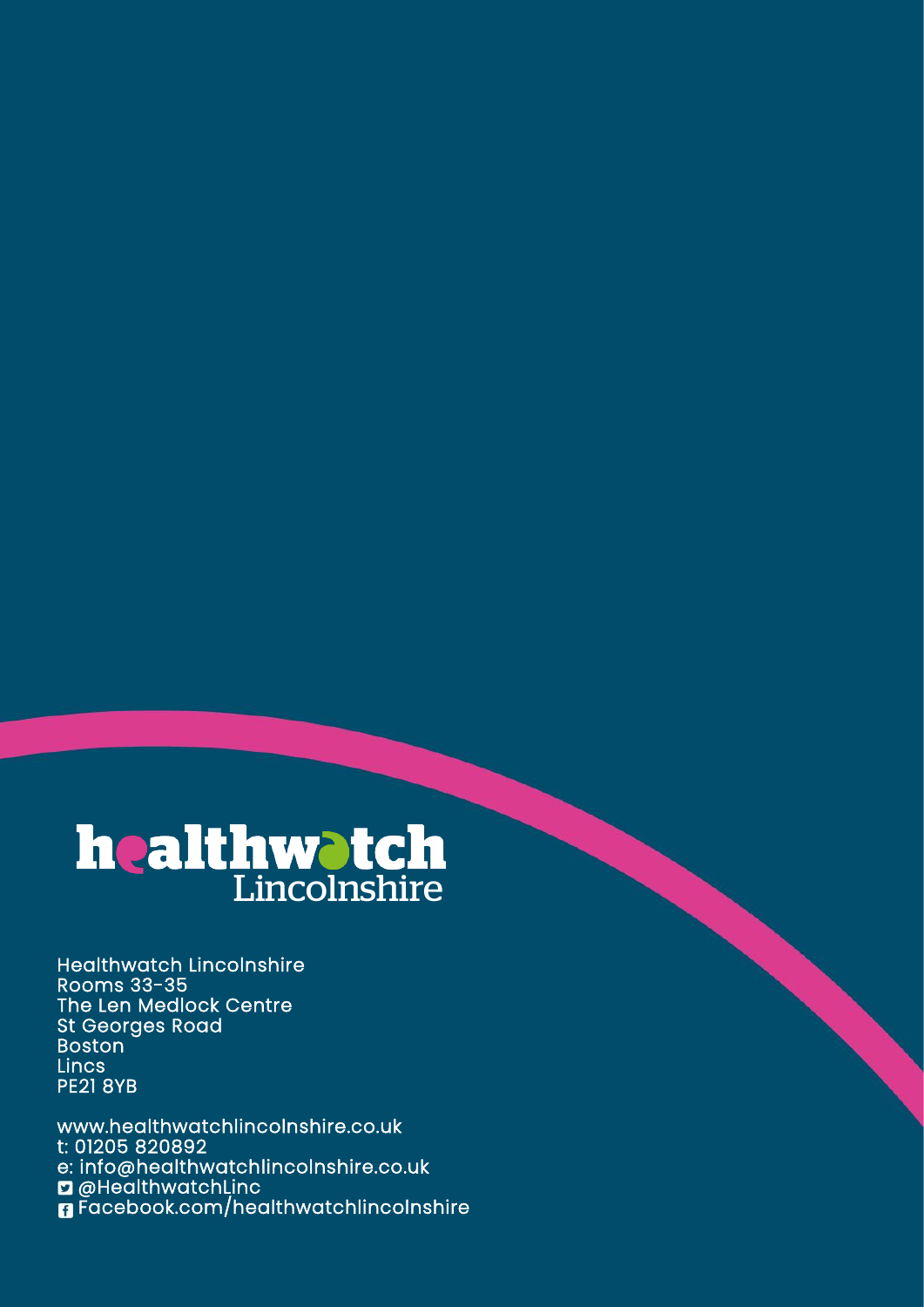healthwatch Lincolnshire

Healthwatch Lincolnshire
Rooms 33-35
The Len Medlock Centre
St Georges Road
Boston
Lincs
PE21 8YB

www.healthwatchlincolnshire.co.uk
t: 01205 820892
e: info@healthwatchlincolnshire.co.uk
@HealthwatchLinc
Facebook.com/healthwatchlincolnshire